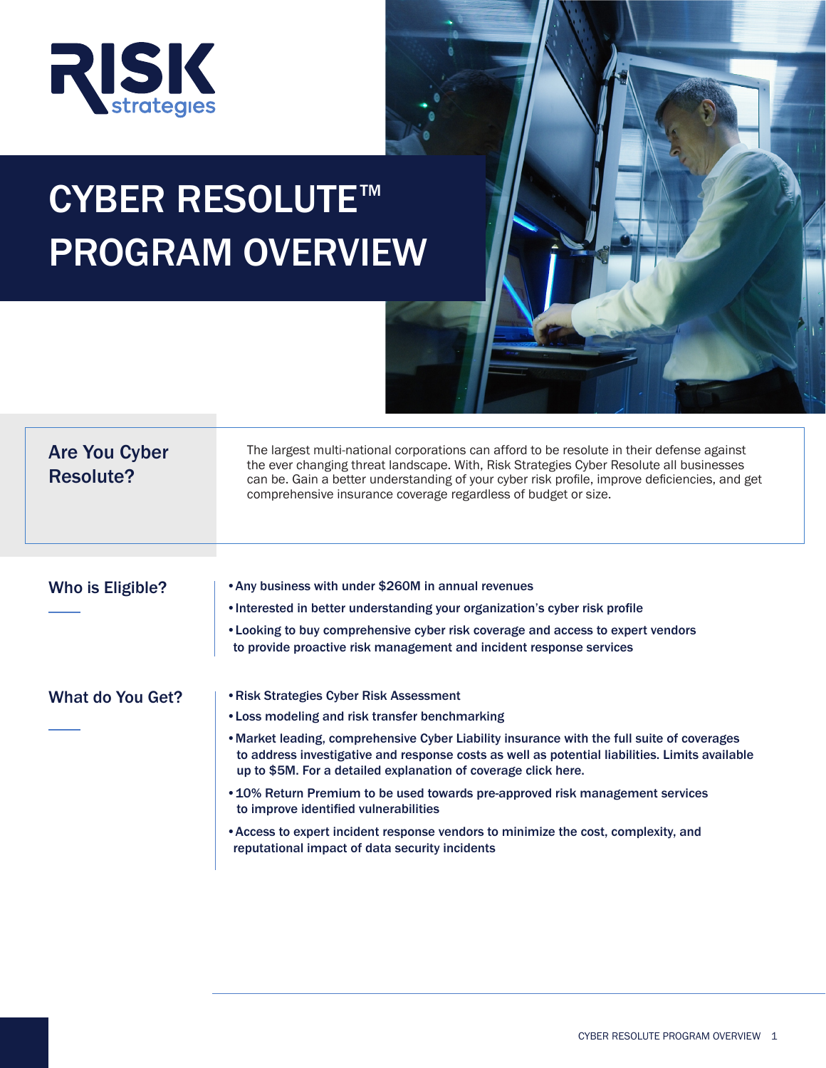RISK strategies

# CYBER RESOLUTE™ PROGRAM OVERVIEW

## Are You Cyber Resolute?

The largest multi-national corporations can afford to be resolute in their defense against the ever changing threat landscape. With, Risk Strategies Cyber Resolute all businesses can be. Gain a better understanding of your cyber risk profile, improve deficiencies, and get comprehensive insurance coverage regardless of budget or size.

## Who is Eligible?

- Any business with under $260M in annual revenues
- Interested in better understanding your organization's cyber risk profile
- Looking to buy comprehensive cyber risk coverage and access to expert vendors to provide proactive risk management and incident response services

## What do You Get?

- Risk Strategies Cyber Risk Assessment
- Loss modeling and risk transfer benchmarking
- Market leading, comprehensive Cyber Liability insurance with the full suite of coverages to address investigative and response costs as well as potential liabilities. Limits available up to $5M. For a detailed explanation of coverage click here.
- 10% Return Premium to be used towards pre-approved risk management services to improve identified vulnerabilities
- Access to expert incident response vendors to minimize the cost, complexity, and reputational impact of data security incidents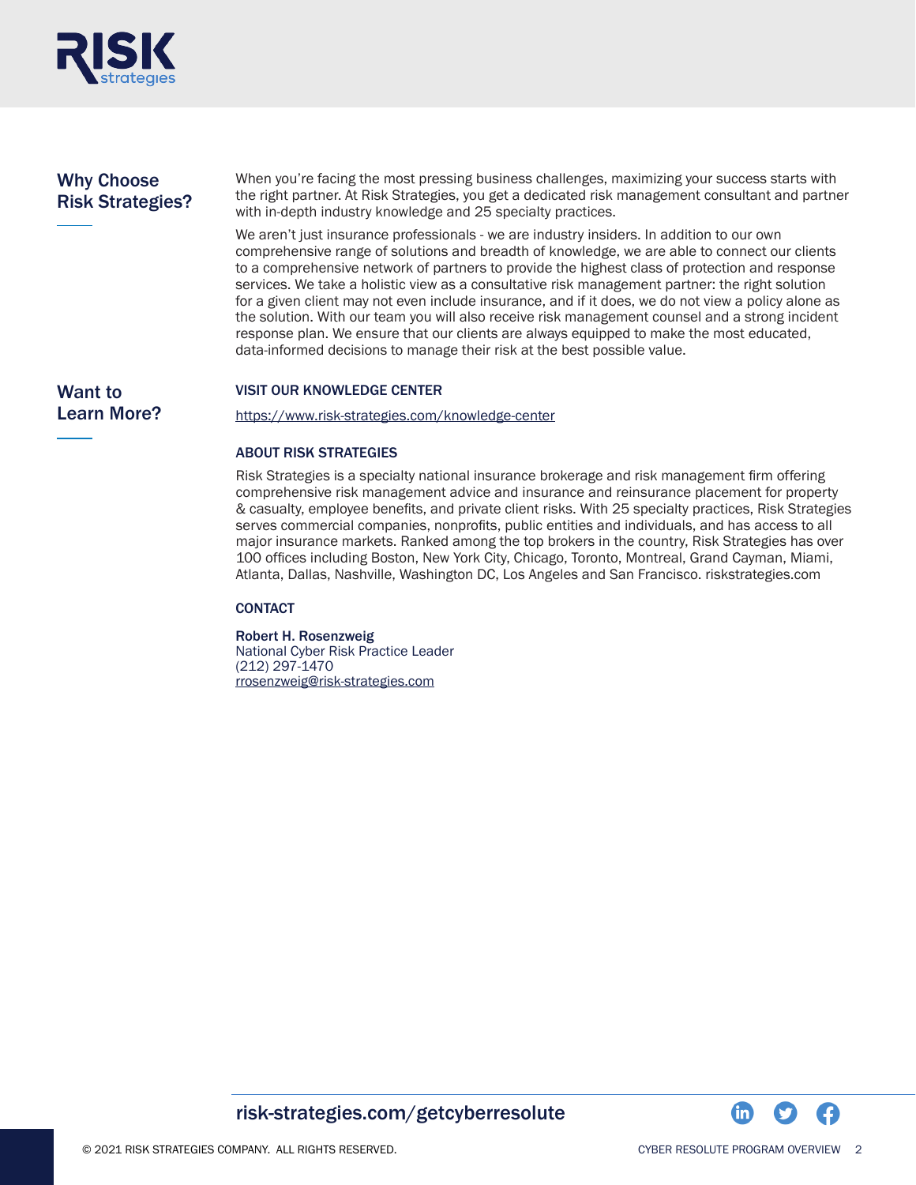## Why Choose Risk Strategies?

When you're facing the most pressing business challenges, maximizing your success starts with the right partner. At Risk Strategies, you get a dedicated risk management consultant and partner with in-depth industry knowledge and 25 specialty practices.

We aren't just insurance professionals - we are industry insiders. In addition to our own comprehensive range of solutions and breadth of knowledge, we are able to connect our clients to a comprehensive network of partners to provide the highest class of protection and response services. We take a holistic view as a consultative risk management partner: the right solution for a given client may not even include insurance, and if it does, we do not view a policy alone as the solution. With our team you will also receive risk management counsel and a strong incident response plan. We ensure that our clients are always equipped to make the most educated, data-informed decisions to manage their risk at the best possible value.

## Want to Learn More?

### VISIT OUR KNOWLEDGE CENTER

https://www.risk-strategies.com/knowledge-center

### ABOUT RISK STRATEGIES

Risk Strategies is a specialty national insurance brokerage and risk management firm offering comprehensive risk management advice and insurance and reinsurance placement for property & casualty, employee benefits, and private client risks. With 25 specialty practices, Risk Strategies serves commercial companies, nonprofits, public entities and individuals, and has access to all major insurance markets. Ranked among the top brokers in the country, Risk Strategies has over 100 offices including Boston, New York City, Chicago, Toronto, Montreal, Grand Cayman, Miami, Atlanta, Dallas, Nashville, Washington DC, Los Angeles and San Francisco. riskstrategies.com

### CONTACT

**Robert H. Rosenzweig**
National Cyber Risk Practice Leader
(212) 297-1470
rrosenzweig@risk-strategies.com

risk-strategies.com/getcyberresolute

© 2021 RISK STRATEGIES COMPANY. ALL RIGHTS RESERVED.